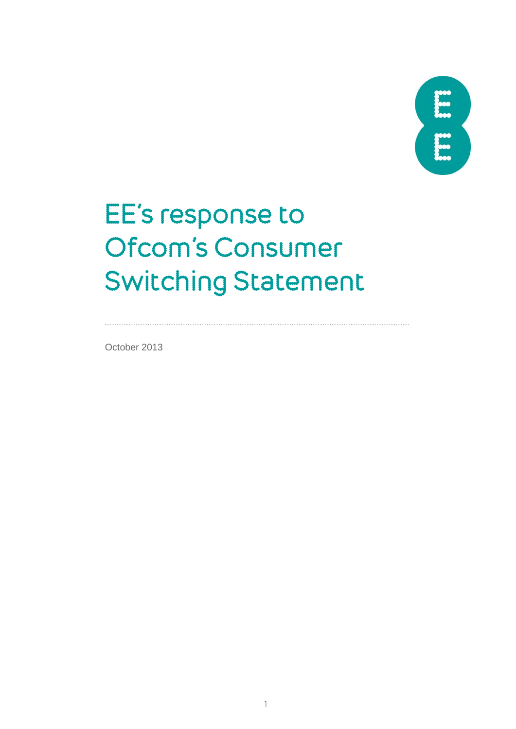# EE's response to Ofcom's Consumer Switching Statement

October 2013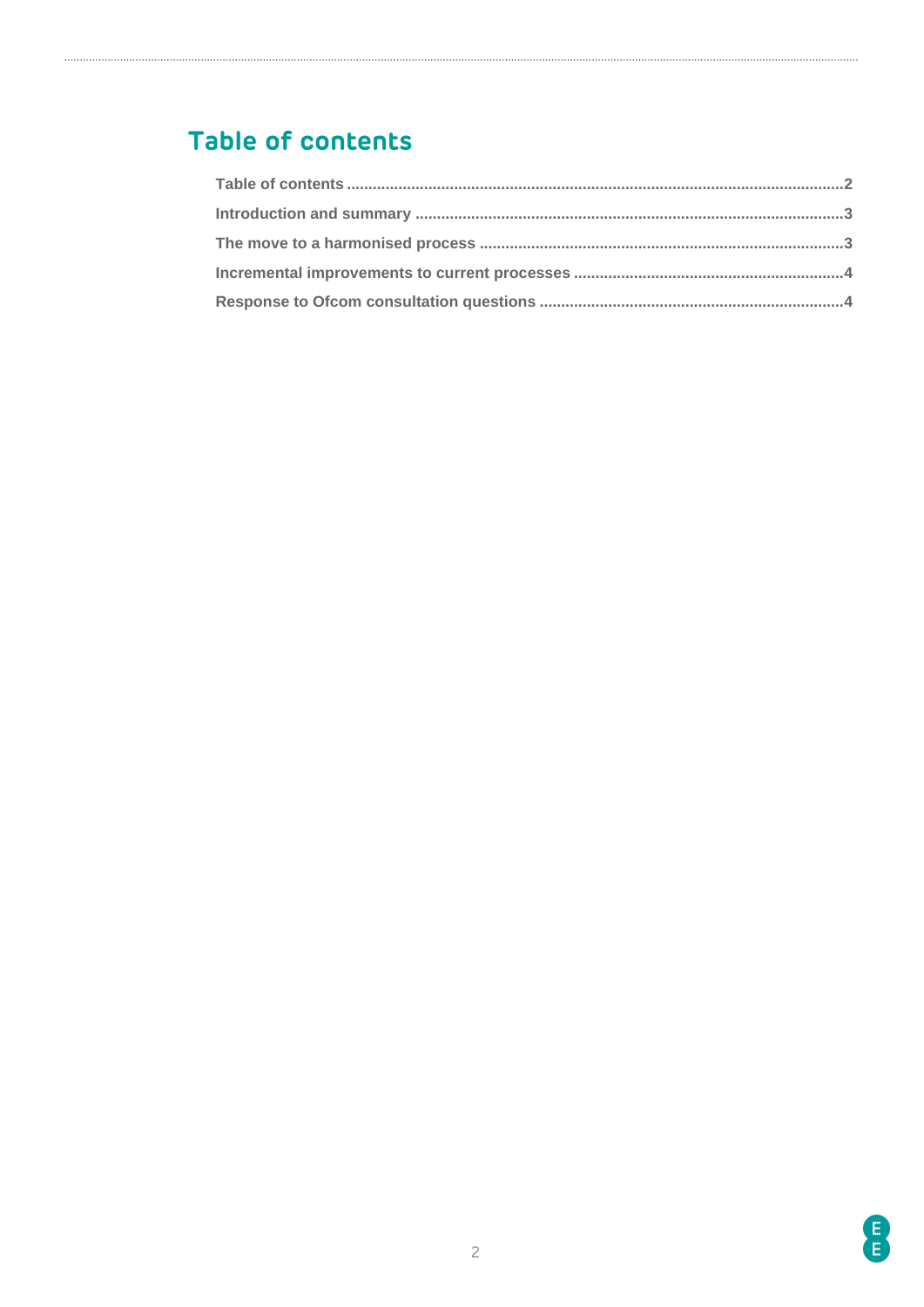# Table of contents

**Table of contents** .......... **2**

**Introduction and summary** .......... **3**

**The move to a harmonised process** .......... **3**

**Incremental improvements to current processes** .......... **4**

**Response to Ofcom consultation questions** .......... **4**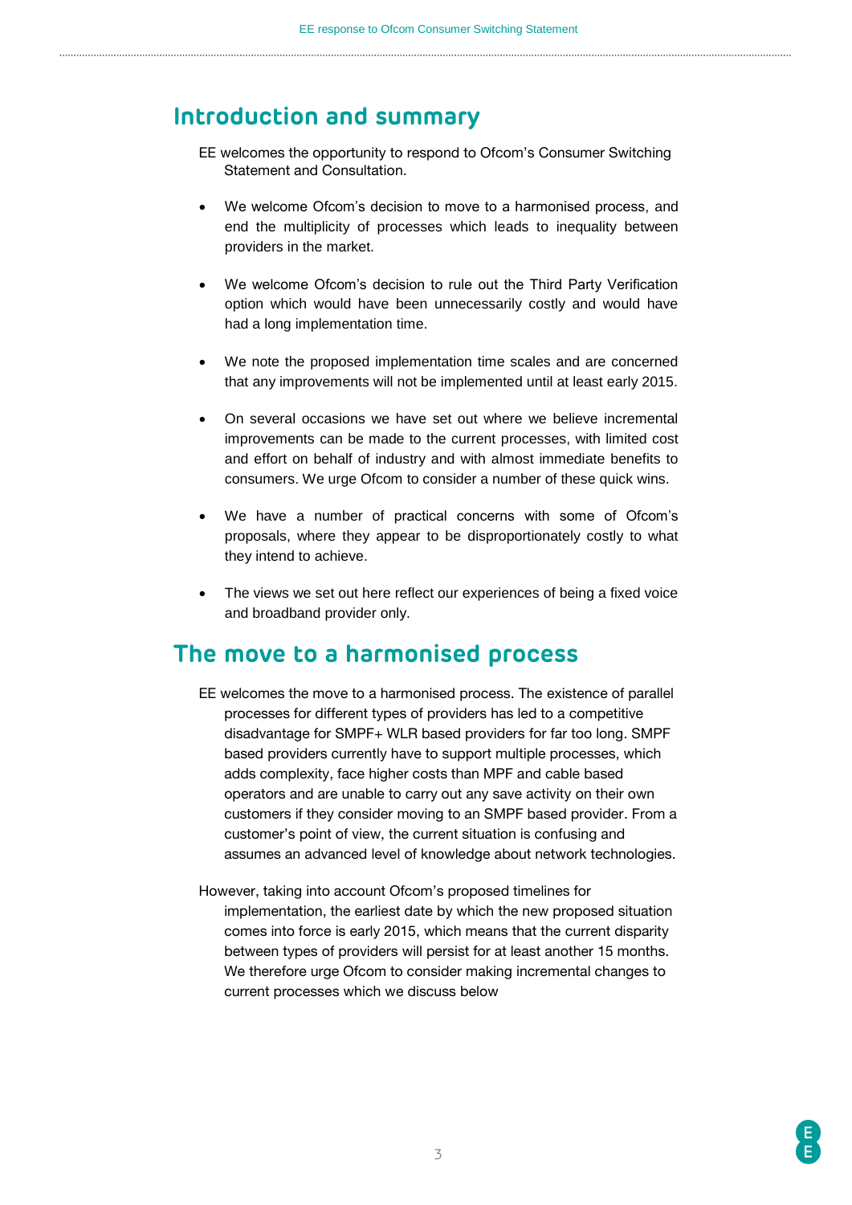## Introduction and summary

EE welcomes the opportunity to respond to Ofcom's Consumer Switching Statement and Consultation.

- We welcome Ofcom's decision to move to a harmonised process, and end the multiplicity of processes which leads to inequality between providers in the market.
- We welcome Ofcom's decision to rule out the Third Party Verification option which would have been unnecessarily costly and would have had a long implementation time.
- We note the proposed implementation time scales and are concerned that any improvements will not be implemented until at least early 2015.
- On several occasions we have set out where we believe incremental improvements can be made to the current processes, with limited cost and effort on behalf of industry and with almost immediate benefits to consumers. We urge Ofcom to consider a number of these quick wins.
- We have a number of practical concerns with some of Ofcom's proposals, where they appear to be disproportionately costly to what they intend to achieve.
- The views we set out here reflect our experiences of being a fixed voice and broadband provider only.

## The move to a harmonised process

EE welcomes the move to a harmonised process. The existence of parallel processes for different types of providers has led to a competitive disadvantage for SMPF+ WLR based providers for far too long. SMPF based providers currently have to support multiple processes, which adds complexity, face higher costs than MPF and cable based operators and are unable to carry out any save activity on their own customers if they consider moving to an SMPF based provider. From a customer's point of view, the current situation is confusing and assumes an advanced level of knowledge about network technologies.

However, taking into account Ofcom's proposed timelines for implementation, the earliest date by which the new proposed situation comes into force is early 2015, which means that the current disparity between types of providers will persist for at least another 15 months. We therefore urge Ofcom to consider making incremental changes to current processes which we discuss below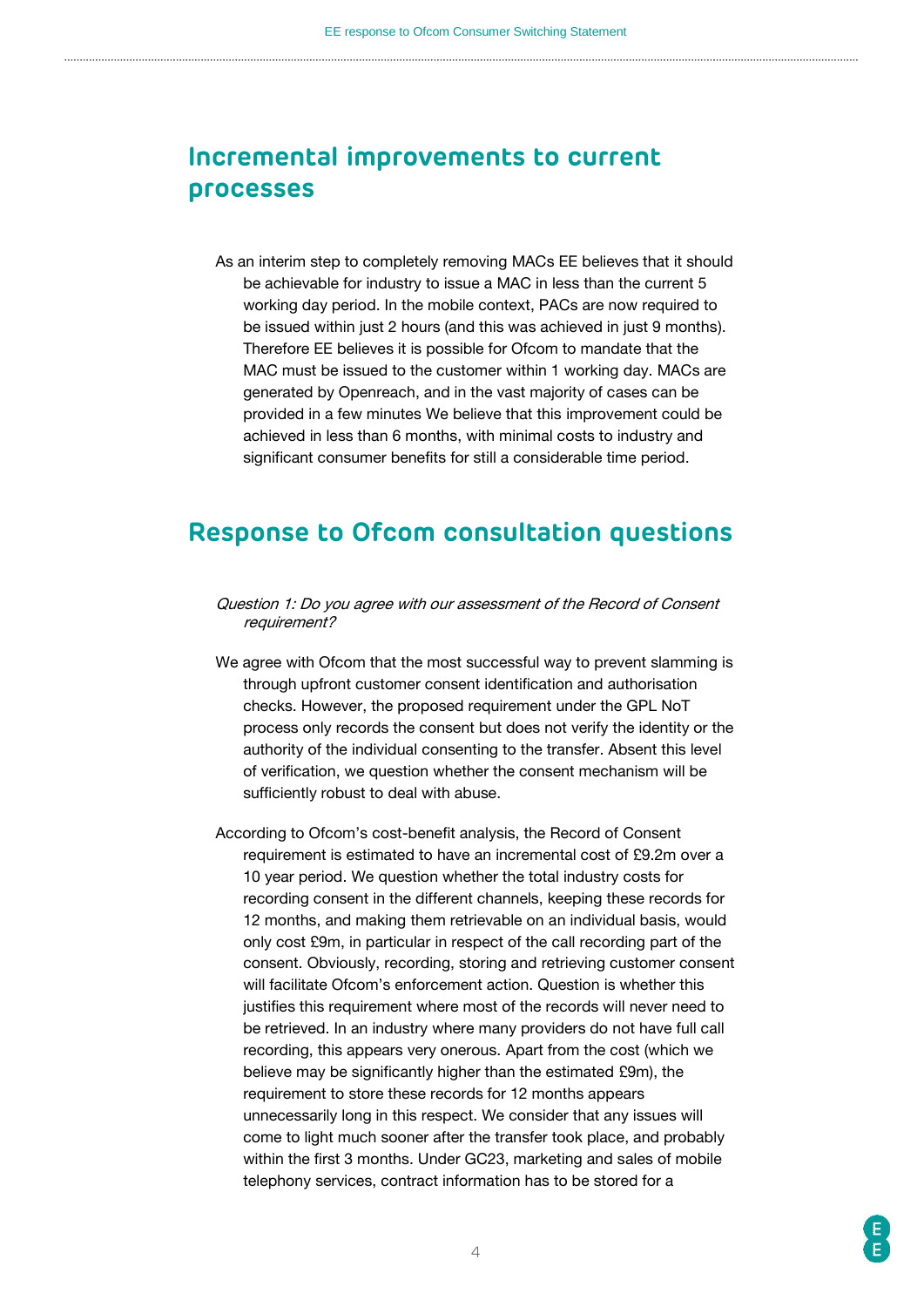## Incremental improvements to current processes

As an interim step to completely removing MACs EE believes that it should be achievable for industry to issue a MAC in less than the current 5 working day period. In the mobile context, PACs are now required to be issued within just 2 hours (and this was achieved in just 9 months). Therefore EE believes it is possible for Ofcom to mandate that the MAC must be issued to the customer within 1 working day. MACs are generated by Openreach, and in the vast majority of cases can be provided in a few minutes We believe that this improvement could be achieved in less than 6 months, with minimal costs to industry and significant consumer benefits for still a considerable time period.

## Response to Ofcom consultation questions

*Question 1: Do you agree with our assessment of the Record of Consent requirement?*

We agree with Ofcom that the most successful way to prevent slamming is through upfront customer consent identification and authorisation checks. However, the proposed requirement under the GPL NoT process only records the consent but does not verify the identity or the authority of the individual consenting to the transfer. Absent this level of verification, we question whether the consent mechanism will be sufficiently robust to deal with abuse.

According to Ofcom's cost-benefit analysis, the Record of Consent requirement is estimated to have an incremental cost of £9.2m over a 10 year period. We question whether the total industry costs for recording consent in the different channels, keeping these records for 12 months, and making them retrievable on an individual basis, would only cost £9m, in particular in respect of the call recording part of the consent. Obviously, recording, storing and retrieving customer consent will facilitate Ofcom's enforcement action. Question is whether this justifies this requirement where most of the records will never need to be retrieved. In an industry where many providers do not have full call recording, this appears very onerous. Apart from the cost (which we believe may be significantly higher than the estimated £9m), the requirement to store these records for 12 months appears unnecessarily long in this respect. We consider that any issues will come to light much sooner after the transfer took place, and probably within the first 3 months. Under GC23, marketing and sales of mobile telephony services, contract information has to be stored for a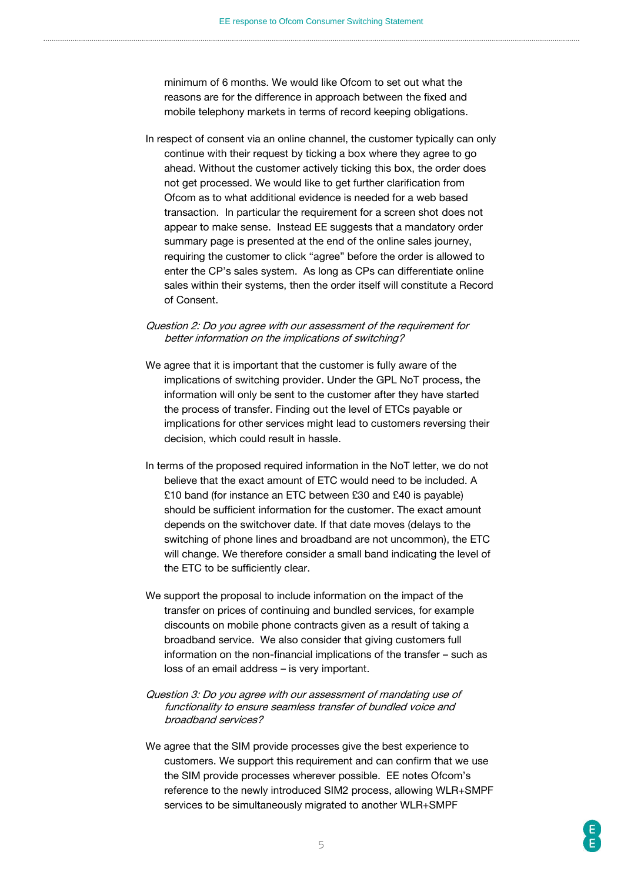minimum of 6 months. We would like Ofcom to set out what the reasons are for the difference in approach between the fixed and mobile telephony markets in terms of record keeping obligations.

In respect of consent via an online channel, the customer typically can only continue with their request by ticking a box where they agree to go ahead. Without the customer actively ticking this box, the order does not get processed. We would like to get further clarification from Ofcom as to what additional evidence is needed for a web based transaction. In particular the requirement for a screen shot does not appear to make sense. Instead EE suggests that a mandatory order summary page is presented at the end of the online sales journey, requiring the customer to click "agree" before the order is allowed to enter the CP's sales system. As long as CPs can differentiate online sales within their systems, then the order itself will constitute a Record of Consent.

*Question 2: Do you agree with our assessment of the requirement for better information on the implications of switching?*

We agree that it is important that the customer is fully aware of the implications of switching provider. Under the GPL NoT process, the information will only be sent to the customer after they have started the process of transfer. Finding out the level of ETCs payable or implications for other services might lead to customers reversing their decision, which could result in hassle.

In terms of the proposed required information in the NoT letter, we do not believe that the exact amount of ETC would need to be included. A £10 band (for instance an ETC between £30 and £40 is payable) should be sufficient information for the customer. The exact amount depends on the switchover date. If that date moves (delays to the switching of phone lines and broadband are not uncommon), the ETC will change. We therefore consider a small band indicating the level of the ETC to be sufficiently clear.

We support the proposal to include information on the impact of the transfer on prices of continuing and bundled services, for example discounts on mobile phone contracts given as a result of taking a broadband service. We also consider that giving customers full information on the non-financial implications of the transfer – such as loss of an email address – is very important.

*Question 3: Do you agree with our assessment of mandating use of functionality to ensure seamless transfer of bundled voice and broadband services?*

We agree that the SIM provide processes give the best experience to customers. We support this requirement and can confirm that we use the SIM provide processes wherever possible. EE notes Ofcom's reference to the newly introduced SIM2 process, allowing WLR+SMPF services to be simultaneously migrated to another WLR+SMPF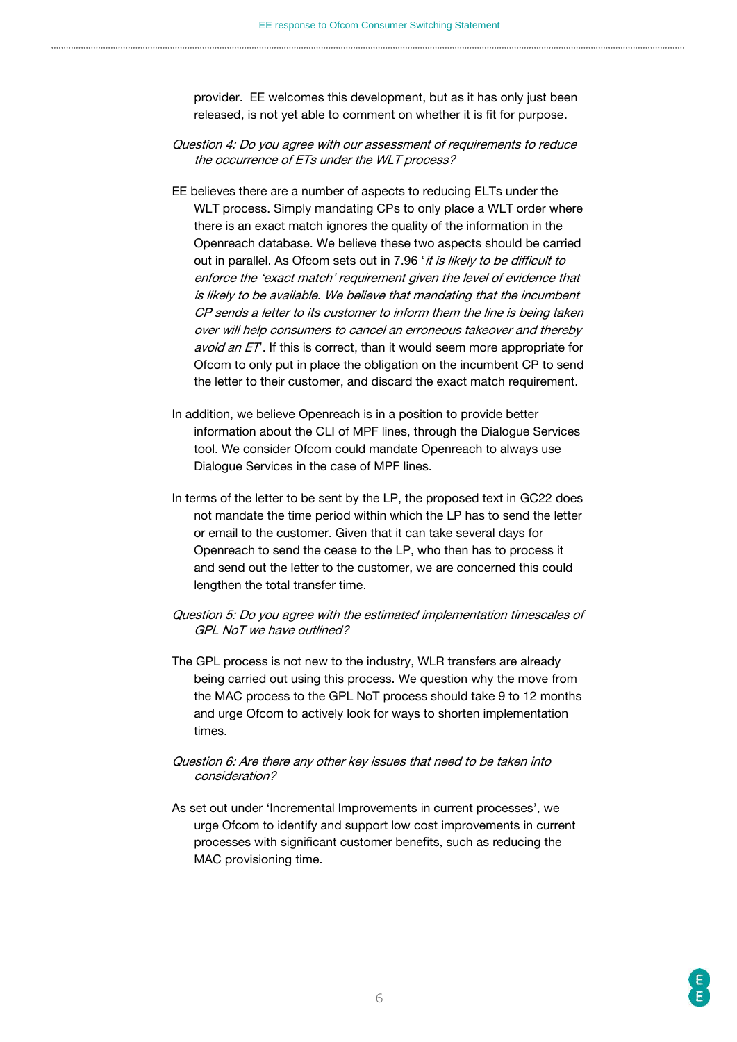provider. EE welcomes this development, but as it has only just been released, is not yet able to comment on whether it is fit for purpose.

*Question 4: Do you agree with our assessment of requirements to reduce the occurrence of ETs under the WLT process?*

EE believes there are a number of aspects to reducing ELTs under the WLT process. Simply mandating CPs to only place a WLT order where there is an exact match ignores the quality of the information in the Openreach database. We believe these two aspects should be carried out in parallel. As Ofcom sets out in 7.96 '*it is likely to be difficult to enforce the 'exact match' requirement given the level of evidence that is likely to be available. We believe that mandating that the incumbent CP sends a letter to its customer to inform them the line is being taken over will help consumers to cancel an erroneous takeover and thereby avoid an ET*'. If this is correct, than it would seem more appropriate for Ofcom to only put in place the obligation on the incumbent CP to send the letter to their customer, and discard the exact match requirement.

In addition, we believe Openreach is in a position to provide better information about the CLI of MPF lines, through the Dialogue Services tool. We consider Ofcom could mandate Openreach to always use Dialogue Services in the case of MPF lines.

In terms of the letter to be sent by the LP, the proposed text in GC22 does not mandate the time period within which the LP has to send the letter or email to the customer. Given that it can take several days for Openreach to send the cease to the LP, who then has to process it and send out the letter to the customer, we are concerned this could lengthen the total transfer time.

*Question 5: Do you agree with the estimated implementation timescales of GPL NoT we have outlined?*

The GPL process is not new to the industry, WLR transfers are already being carried out using this process. We question why the move from the MAC process to the GPL NoT process should take 9 to 12 months and urge Ofcom to actively look for ways to shorten implementation times.

*Question 6: Are there any other key issues that need to be taken into consideration?*

As set out under 'Incremental Improvements in current processes', we urge Ofcom to identify and support low cost improvements in current processes with significant customer benefits, such as reducing the MAC provisioning time.